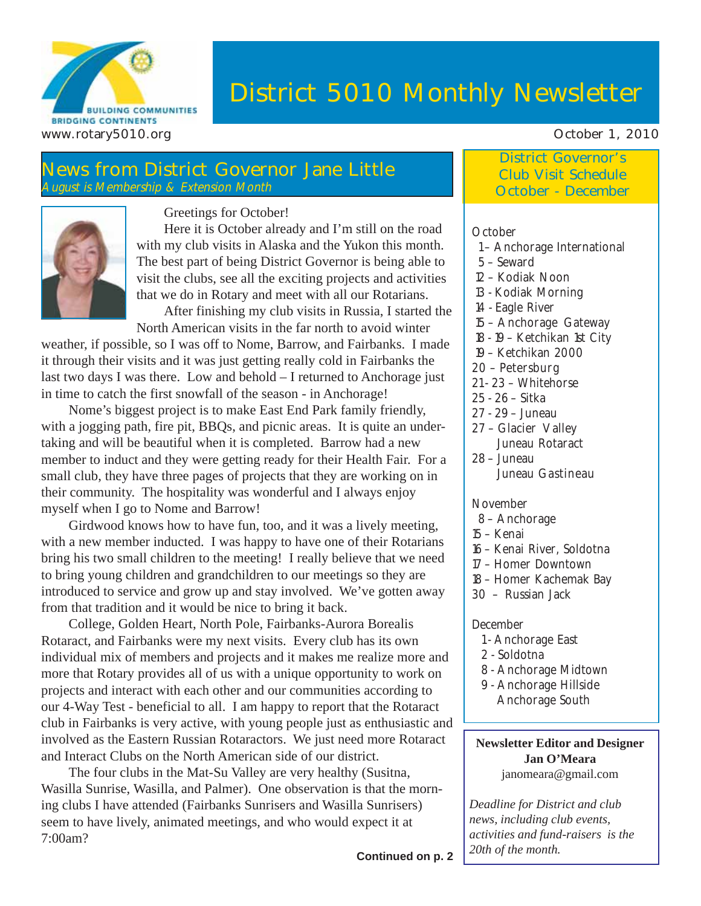BUILDING COMMUNITIES
BRIDGING CONTINENTS

www.rotary5010.org

# District 5010 Monthly Newsletter

October 1, 2010

## News from District Governor Jane Little

*August is Membership & Extension Month*

Greetings for October!

Here it is October already and I'm still on the road with my club visits in Alaska and the Yukon this month. The best part of being District Governor is being able to visit the clubs, see all the exciting projects and activities that we do in Rotary and meet with all our Rotarians.

After finishing my club visits in Russia, I started the North American visits in the far north to avoid winter weather, if possible, so I was off to Nome, Barrow, and Fairbanks. I made it through their visits and it was just getting really cold in Fairbanks the last two days I was there. Low and behold – I returned to Anchorage just in time to catch the first snowfall of the season - in Anchorage!

Nome's biggest project is to make East End Park family friendly, with a jogging path, fire pit, BBQs, and picnic areas. It is quite an undertaking and will be beautiful when it is completed. Barrow had a new member to induct and they were getting ready for their Health Fair. For a small club, they have three pages of projects that they are working on in their community. The hospitality was wonderful and I always enjoy myself when I go to Nome and Barrow!

Girdwood knows how to have fun, too, and it was a lively meeting, with a new member inducted. I was happy to have one of their Rotarians bring his two small children to the meeting! I really believe that we need to bring young children and grandchildren to our meetings so they are introduced to service and grow up and stay involved. We've gotten away from that tradition and it would be nice to bring it back.

College, Golden Heart, North Pole, Fairbanks-Aurora Borealis Rotaract, and Fairbanks were my next visits. Every club has its own individual mix of members and projects and it makes me realize more and more that Rotary provides all of us with a unique opportunity to work on projects and interact with each other and our communities according to our 4-Way Test - beneficial to all. I am happy to report that the Rotaract club in Fairbanks is very active, with young people just as enthusiastic and involved as the Eastern Russian Rotaractors. We just need more Rotaract and Interact Clubs on the North American side of our district.

The four clubs in the Mat-Su Valley are very healthy (Susitna, Wasilla Sunrise, Wasilla, and Palmer). One observation is that the morning clubs I have attended (Fairbanks Sunrisers and Wasilla Sunrisers) seem to have lively, animated meetings, and who would expect it at 7:00am?

**Continued on p. 2**

## District Governor's Club Visit Schedule October - December

October
- 1– Anchorage International
- 5 – Seward
- 12 – Kodiak Noon
- 13 - Kodiak Morning
- 14 - Eagle River
- 15 – Anchorage Gateway
- 18 - 19 – Ketchikan 1st City
- 19 – Ketchikan 2000
- 20 – Petersburg
- 21- 23 – Whitehorse
- 25 - 26 – Sitka
- 27 - 29 – Juneau
- 27 – Glacier Valley
  Juneau Rotaract
- 28 – Juneau
  Juneau Gastineau

November
- 8 – Anchorage
- 15 – Kenai
- 16 – Kenai River, Soldotna
- 17 – Homer Downtown
- 18 – Homer Kachemak Bay
- 30 – Russian Jack

December
- 1- Anchorage East
- 2 - Soldotna
- 8 - Anchorage Midtown
- 9 - Anchorage Hillside
  Anchorage South

**Newsletter Editor and Designer**
**Jan O'Meara**
janomeara@gmail.com

*Deadline for District and club news, including club events, activities and fund-raisers is the 20th of the month.*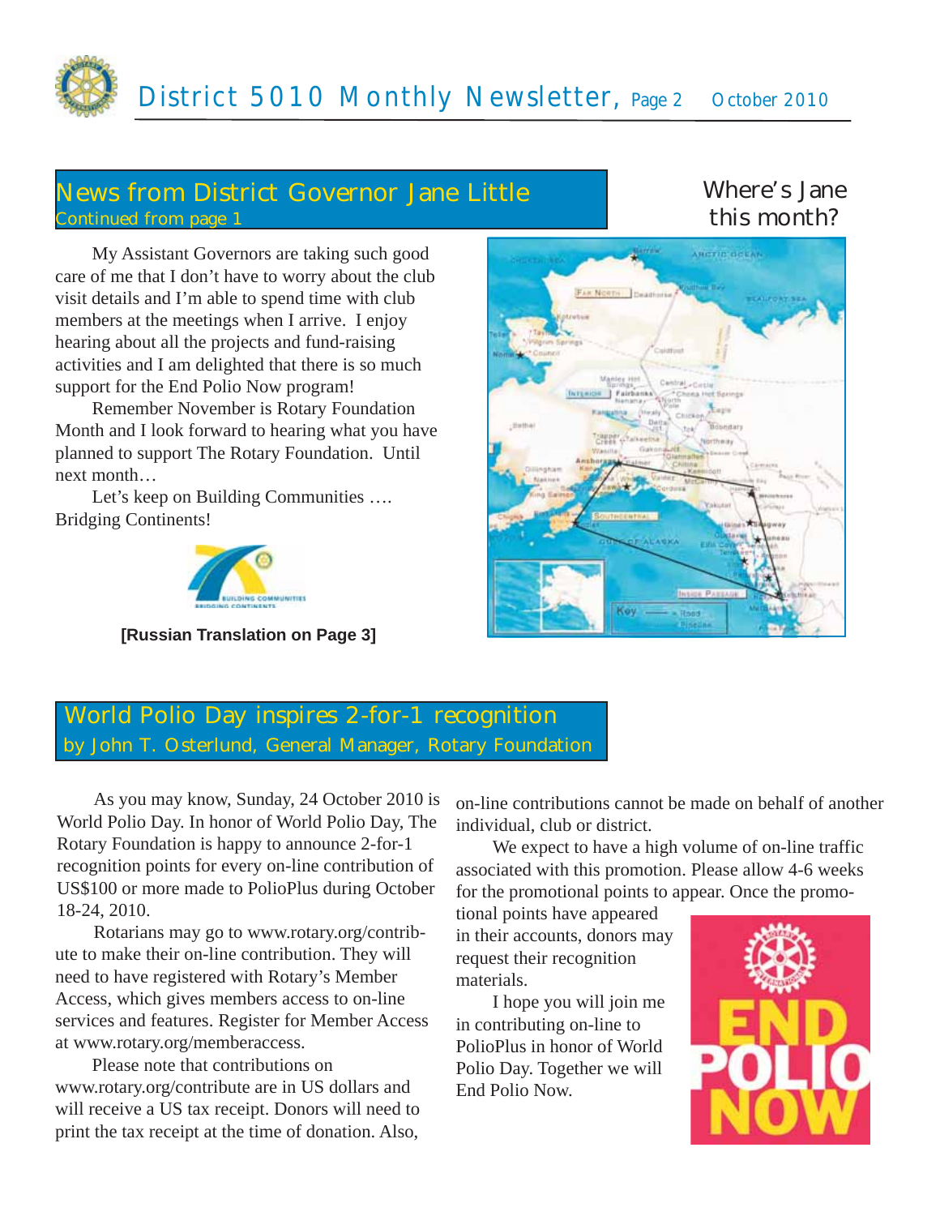## News from District Governor Jane Little

Continued from page 1

My Assistant Governors are taking such good care of me that I don't have to worry about the club visit details and I'm able to spend time with club members at the meetings when I arrive. I enjoy hearing about all the projects and fund-raising activities and I am delighted that there is so much support for the End Polio Now program!

Remember November is Rotary Foundation Month and I look forward to hearing what you have planned to support The Rotary Foundation. Until next month…

Let's keep on Building Communities …. Bridging Continents!

**[Russian Translation on Page 3]**

### Where's Jane this month?

## World Polio Day inspires 2-for-1 recognition

by John T. Osterlund, General Manager, Rotary Foundation

As you may know, Sunday, 24 October 2010 is World Polio Day. In honor of World Polio Day, The Rotary Foundation is happy to announce 2-for-1 recognition points for every on-line contribution of US$100 or more made to PolioPlus during October 18-24, 2010.

Rotarians may go to www.rotary.org/contribute to make their on-line contribution. They will need to have registered with Rotary's Member Access, which gives members access to on-line services and features. Register for Member Access at www.rotary.org/memberaccess.

Please note that contributions on www.rotary.org/contribute are in US dollars and will receive a US tax receipt. Donors will need to print the tax receipt at the time of donation. Also, on-line contributions cannot be made on behalf of another individual, club or district.

We expect to have a high volume of on-line traffic associated with this promotion. Please allow 4-6 weeks for the promotional points to appear. Once the promotional points have appeared in their accounts, donors may request their recognition materials.

I hope you will join me in contributing on-line to PolioPlus in honor of World Polio Day. Together we will End Polio Now.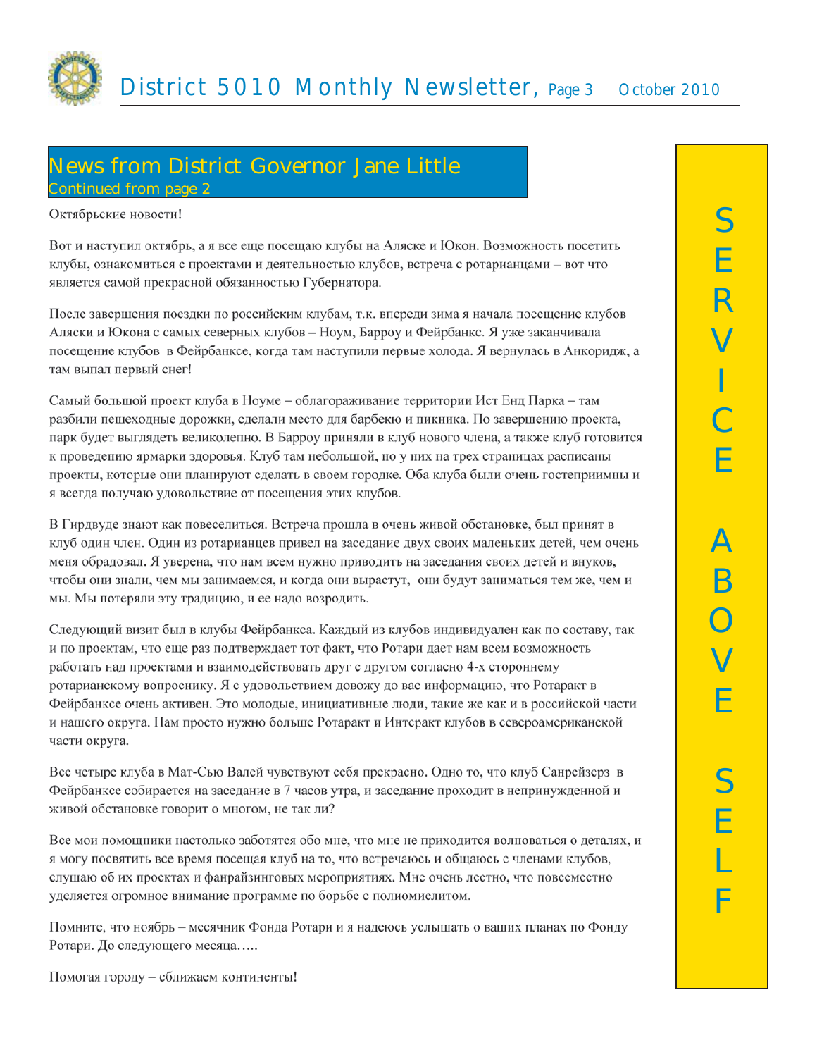## News from District Governor Jane Little

Continued from page 2

Октябрьские новости!

Вот и наступил октябрь, а я все еще посещаю клубы на Аляске и Юкон. Возможность посетить клубы, ознакомиться с проектами и деятельностью клубов, встреча с ротарианцами – вот что является самой прекрасной обязанностью Губернатора.

После завершения поездки по российским клубам, т.к. впереди зима я начала посещение клубов Аляски и Юкона с самых северных клубов – Ноум, Барроу и Фейрбанкс. Я уже заканчивала посещение клубов в Фейрбанксе, когда там наступили первые холода. Я вернулась в Анкоридж, а там выпал первый снег!

Самый большой проект клуба в Ноуме – облагораживание территории Ист Енд Парка – там разбили пешеходные дорожки, сделали место для барбекю и пикника. По завершению проекта, парк будет выглядеть великолепно. В Барроу приняли в клуб нового члена, а также клуб готовится к проведению ярмарки здоровья. Клуб там небольшой, но у них на трех страницах расписаны проекты, которые они планируют сделать в своем городке. Оба клуба были очень гостеприимны и я всегда получаю удовольствие от посещения этих клубов.

В Гирдвуде знают как повеселиться. Встреча прошла в очень живой обстановке, был принят в клуб один член. Один из ротарианцев привел на заседание двух своих маленьких детей, чем очень меня обрадовал. Я уверена, что нам всем нужно приводить на заседания своих детей и внуков, чтобы они знали, чем мы занимаемся, и когда они вырастут, они будут заниматься тем же, чем и мы. Мы потеряли эту традицию, и ее надо возродить.

Следующий визит был в клубы Фейрбанкса. Каждый из клубов индивидуален как по составу, так и по проектам, что еще раз подтверждает тот факт, что Ротари дает нам всем возможность работать над проектами и взаимодействовать друг с другом согласно 4-х стороннему ротарианскому вопроснику. Я с удовольствием довожу до вас информацию, что Ротаракт в Фейрбанксе очень активен. Это молодые, инициативные люди, такие же как и в российской части и нашего округа. Нам просто нужно больше Ротаракт и Интеракт клубов в североамериканской части округа.

Все четыре клуба в Мат-Сью Валей чувствуют себя прекрасно. Одно то, что клуб Санрейзерз в Фейрбанксе собирается на заседание в 7 часов утра, и заседание проходит в непринужденной и живой обстановке говорит о многом, не так ли?

Все мои помощники настолько заботятся обо мне, что мне не приходится волноваться о деталях, и я могу посвятить все время посещая клуб на то, что встречаюсь и общаюсь с членами клубов, слушаю об их проектах и фанрайзинговых мероприятиях. Мне очень лестно, что повсеместно уделяется огромное внимание программе по борьбе с полиомиелитом.

Помните, что ноябрь – месячник Фонда Ротари и я надеюсь услышать о ваших планах по Фонду Ротари. До следующего месяца…..

Помогая городу – сближаем континенты!

SERVICE ABOVE SELF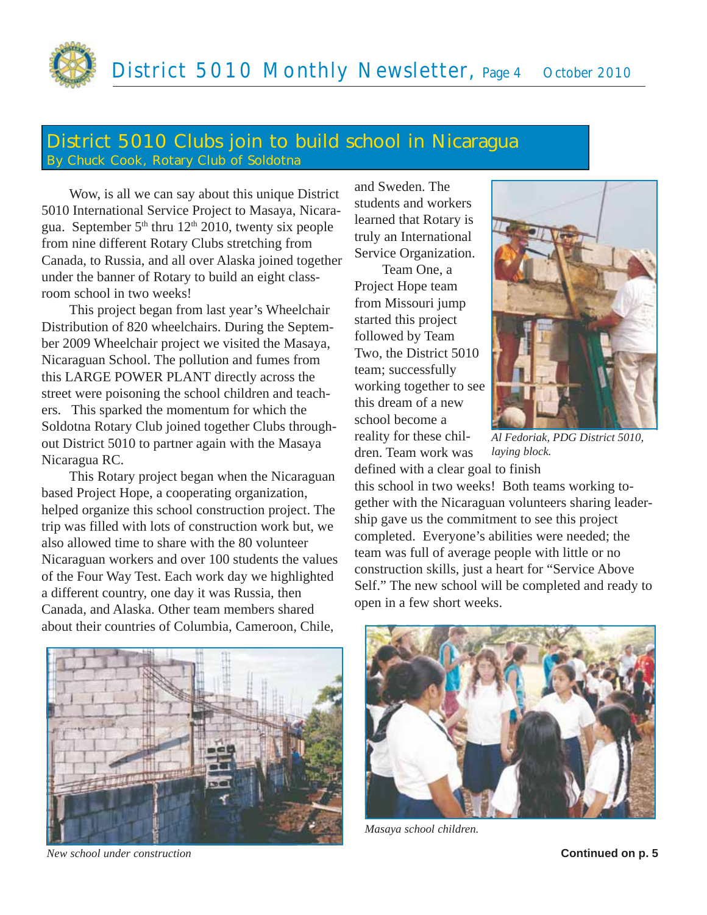## District 5010 Clubs join to build school in Nicaragua

By Chuck Cook, Rotary Club of Soldotna

Wow, is all we can say about this unique District 5010 International Service Project to Masaya, Nicaragua. September 5th thru 12th 2010, twenty six people from nine different Rotary Clubs stretching from Canada, to Russia, and all over Alaska joined together under the banner of Rotary to build an eight classroom school in two weeks!

This project began from last year's Wheelchair Distribution of 820 wheelchairs. During the September 2009 Wheelchair project we visited the Masaya, Nicaraguan School. The pollution and fumes from this LARGE POWER PLANT directly across the street were poisoning the school children and teachers. This sparked the momentum for which the Soldotna Rotary Club joined together Clubs throughout District 5010 to partner again with the Masaya Nicaragua RC.

This Rotary project began when the Nicaraguan based Project Hope, a cooperating organization, helped organize this school construction project. The trip was filled with lots of construction work but, we also allowed time to share with the 80 volunteer Nicaraguan workers and over 100 students the values of the Four Way Test. Each work day we highlighted a different country, one day it was Russia, then Canada, and Alaska. Other team members shared about their countries of Columbia, Cameroon, Chile, and Sweden. The students and workers learned that Rotary is truly an International Service Organization.

Team One, a Project Hope team from Missouri jump started this project followed by Team Two, the District 5010 team; successfully working together to see this dream of a new school become a reality for these children. Team work was defined with a clear goal to finish this school in two weeks! Both teams working together with the Nicaraguan volunteers sharing leadership gave us the commitment to see this project completed. Everyone's abilities were needed; the team was full of average people with little or no construction skills, just a heart for "Service Above Self." The new school will be completed and ready to open in a few short weeks.

*Al Fedoriak, PDG District 5010, laying block.*

*New school under construction*

*Masaya school children.*

**Continued on p. 5**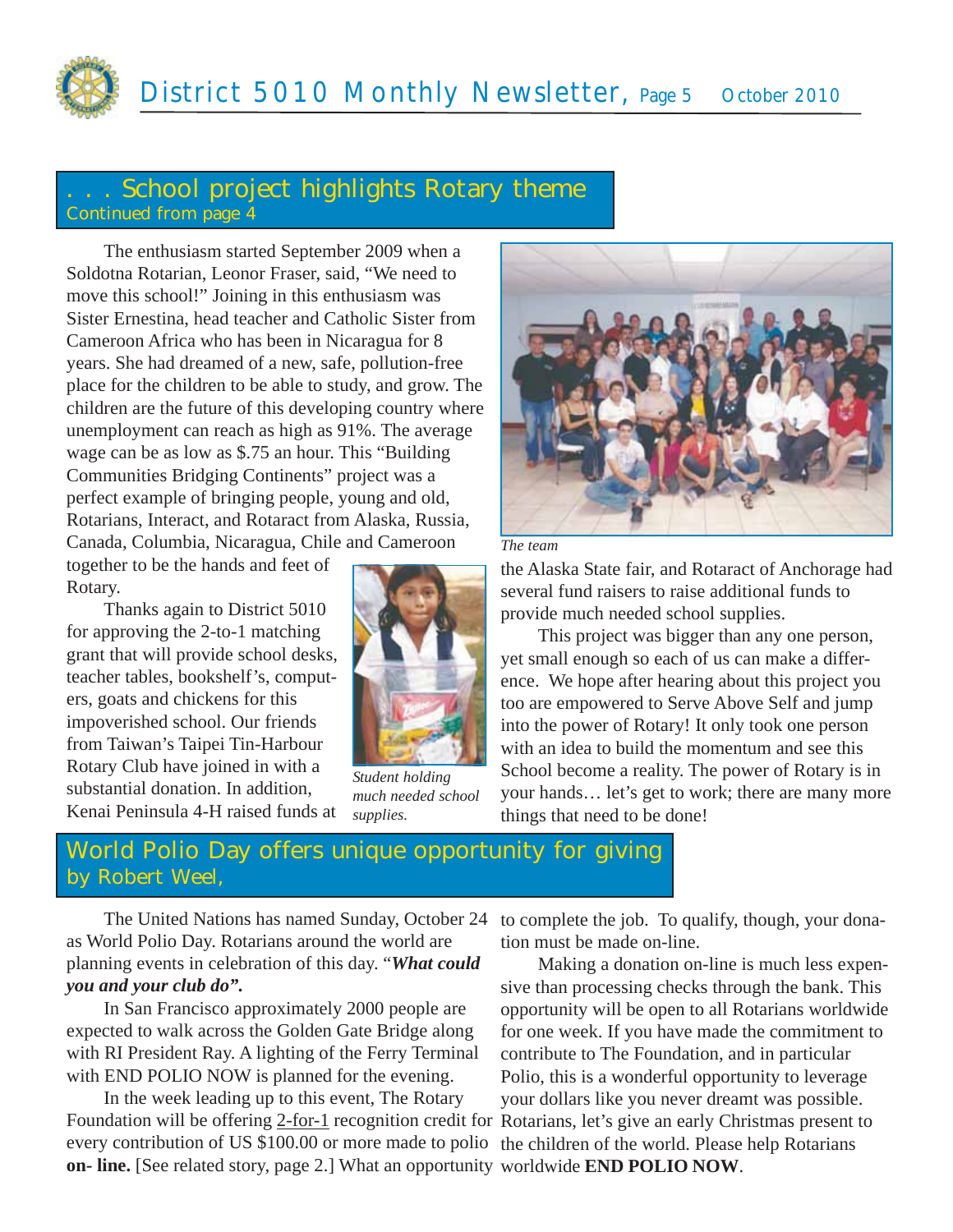## . . . School project highlights Rotary theme
Continued from page 4

The enthusiasm started September 2009 when a Soldotna Rotarian, Leonor Fraser, said, "We need to move this school!" Joining in this enthusiasm was Sister Ernestina, head teacher and Catholic Sister from Cameroon Africa who has been in Nicaragua for 8 years. She had dreamed of a new, safe, pollution-free place for the children to be able to study, and grow. The children are the future of this developing country where unemployment can reach as high as 91%. The average wage can be as low as $.75 an hour. This "Building Communities Bridging Continents" project was a perfect example of bringing people, young and old, Rotarians, Interact, and Rotaract from Alaska, Russia, Canada, Columbia, Nicaragua, Chile and Cameroon together to be the hands and feet of Rotary.

Thanks again to District 5010 for approving the 2-to-1 matching grant that will provide school desks, teacher tables, bookshelf's, computers, goats and chickens for this impoverished school. Our friends from Taiwan's Taipei Tin-Harbour Rotary Club have joined in with a substantial donation. In addition, Kenai Peninsula 4-H raised funds at the Alaska State fair, and Rotaract of Anchorage had several fund raisers to raise additional funds to provide much needed school supplies.

*Student holding much needed school supplies.*

*The team*

This project was bigger than any one person, yet small enough so each of us can make a difference. We hope after hearing about this project you too are empowered to Serve Above Self and jump into the power of Rotary! It only took one person with an idea to build the momentum and see this School become a reality. The power of Rotary is in your hands… let's get to work; there are many more things that need to be done!

## World Polio Day offers unique opportunity for giving
by Robert Weel,

The United Nations has named Sunday, October 24 as World Polio Day. Rotarians around the world are planning events in celebration of this day. "***What could you and your club do".***

In San Francisco approximately 2000 people are expected to walk across the Golden Gate Bridge along with RI President Ray. A lighting of the Ferry Terminal with END POLIO NOW is planned for the evening.

In the week leading up to this event, The Rotary Foundation will be offering 2-for-1 recognition credit for every contribution of US $100.00 or more made to polio **on- line.** [See related story, page 2.] What an opportunity to complete the job. To qualify, though, your donation must be made on-line.

Making a donation on-line is much less expensive than processing checks through the bank. This opportunity will be open to all Rotarians worldwide for one week. If you have made the commitment to contribute to The Foundation, and in particular Polio, this is a wonderful opportunity to leverage your dollars like you never dreamt was possible. Rotarians, let's give an early Christmas present to the children of the world. Please help Rotarians worldwide **END POLIO NOW**.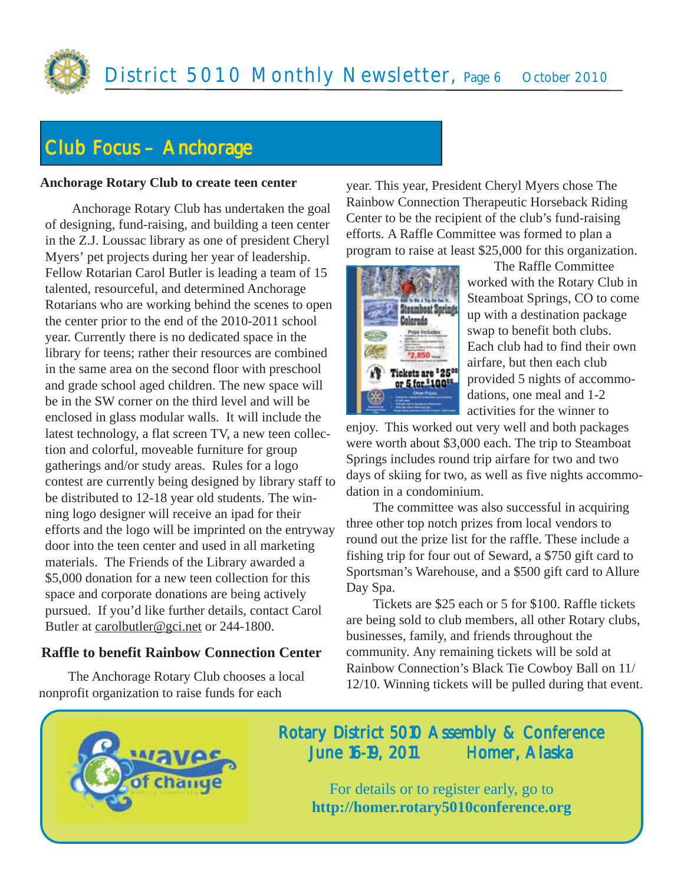## Club Focus – Anchorage

### Anchorage Rotary Club to create teen center

Anchorage Rotary Club has undertaken the goal of designing, fund-raising, and building a teen center in the Z.J. Loussac library as one of president Cheryl Myers' pet projects during her year of leadership. Fellow Rotarian Carol Butler is leading a team of 15 talented, resourceful, and determined Anchorage Rotarians who are working behind the scenes to open the center prior to the end of the 2010-2011 school year. Currently there is no dedicated space in the library for teens; rather their resources are combined in the same area on the second floor with preschool and grade school aged children. The new space will be in the SW corner on the third level and will be enclosed in glass modular walls. It will include the latest technology, a flat screen TV, a new teen collection and colorful, moveable furniture for group gatherings and/or study areas. Rules for a logo contest are currently being designed by library staff to be distributed to 12-18 year old students. The winning logo designer will receive an ipad for their efforts and the logo will be imprinted on the entryway door into the teen center and used in all marketing materials. The Friends of the Library awarded a $5,000 donation for a new teen collection for this space and corporate donations are being actively pursued. If you'd like further details, contact Carol Butler at carolbutler@gci.net or 244-1800.

### Raffle to benefit Rainbow Connection Center

The Anchorage Rotary Club chooses a local nonprofit organization to raise funds for each year. This year, President Cheryl Myers chose The Rainbow Connection Therapeutic Horseback Riding Center to be the recipient of the club's fund-raising efforts. A Raffle Committee was formed to plan a program to raise at least $25,000 for this organization.

The Raffle Committee worked with the Rotary Club in Steamboat Springs, CO to come up with a destination package swap to benefit both clubs. Each club had to find their own airfare, but then each club provided 5 nights of accommodations, one meal and 1-2 activities for the winner to enjoy. This worked out very well and both packages were worth about $3,000 each. The trip to Steamboat Springs includes round trip airfare for two and two days of skiing for two, as well as five nights accommodation in a condominium.

The committee was also successful in acquiring three other top notch prizes from local vendors to round out the prize list for the raffle. These include a fishing trip for four out of Seward, a $750 gift card to Sportsman's Warehouse, and a $500 gift card to Allure Day Spa.

Tickets are $25 each or 5 for $100. Raffle tickets are being sold to club members, all other Rotary clubs, businesses, family, and friends throughout the community. Any remaining tickets will be sold at Rainbow Connection's Black Tie Cowboy Ball on 11/12/10. Winning tickets will be pulled during that event.

---

**Rotary District 5010 Assembly & Conference**
**June 16-19, 2011 Homer, Alaska**

For details or to register early, go to
**http://homer.rotary5010conference.org**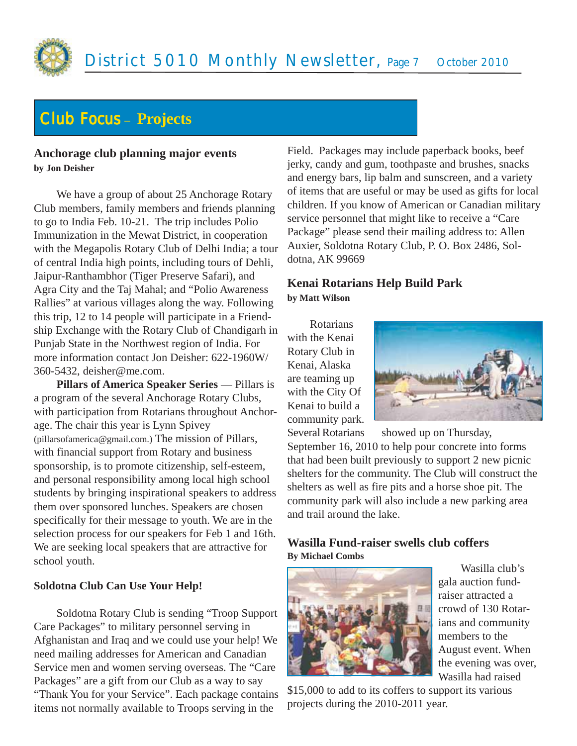## Club Focus – Projects

### Anchorage club planning major events

**by Jon Deisher**

We have a group of about 25 Anchorage Rotary Club members, family members and friends planning to go to India Feb. 10-21. The trip includes Polio Immunization in the Mewat District, in cooperation with the Megapolis Rotary Club of Delhi India; a tour of central India high points, including tours of Dehli, Jaipur-Ranthambhor (Tiger Preserve Safari), and Agra City and the Taj Mahal; and "Polio Awareness Rallies" at various villages along the way. Following this trip, 12 to 14 people will participate in a Friendship Exchange with the Rotary Club of Chandigarh in Punjab State in the Northwest region of India. For more information contact Jon Deisher: 622-1960W/ 360-5432, deisher@me.com.

**Pillars of America Speaker Series** — Pillars is a program of the several Anchorage Rotary Clubs, with participation from Rotarians throughout Anchorage. The chair this year is Lynn Spivey (pillarsofamerica@gmail.com.) The mission of Pillars, with financial support from Rotary and business sponsorship, is to promote citizenship, self-esteem, and personal responsibility among local high school students by bringing inspirational speakers to address them over sponsored lunches. Speakers are chosen specifically for their message to youth. We are in the selection process for our speakers for Feb 1 and 16th. We are seeking local speakers that are attractive for school youth.

### Soldotna Club Can Use Your Help!

Soldotna Rotary Club is sending "Troop Support Care Packages" to military personnel serving in Afghanistan and Iraq and we could use your help! We need mailing addresses for American and Canadian Service men and women serving overseas. The "Care Packages" are a gift from our Club as a way to say "Thank You for your Service". Each package contains items not normally available to Troops serving in the Field. Packages may include paperback books, beef jerky, candy and gum, toothpaste and brushes, snacks and energy bars, lip balm and sunscreen, and a variety of items that are useful or may be used as gifts for local children. If you know of American or Canadian military service personnel that might like to receive a "Care Package" please send their mailing address to: Allen Auxier, Soldotna Rotary Club, P. O. Box 2486, Soldotna, AK 99669

### Kenai Rotarians Help Build Park

**by Matt Wilson**

Rotarians with the Kenai Rotary Club in Kenai, Alaska are teaming up with the City Of Kenai to build a community park. Several Rotarians showed up on Thursday, September 16, 2010 to help pour concrete into forms that had been built previously to support 2 new picnic shelters for the community. The Club will construct the shelters as well as fire pits and a horse shoe pit. The community park will also include a new parking area and trail around the lake.

### Wasilla Fund-raiser swells club coffers

**By Michael Combs**

Wasilla club's gala auction fund-raiser attracted a crowd of 130 Rotarians and community members to the August event. When the evening was over, Wasilla had raised $15,000 to add to its coffers to support its various projects during the 2010-2011 year.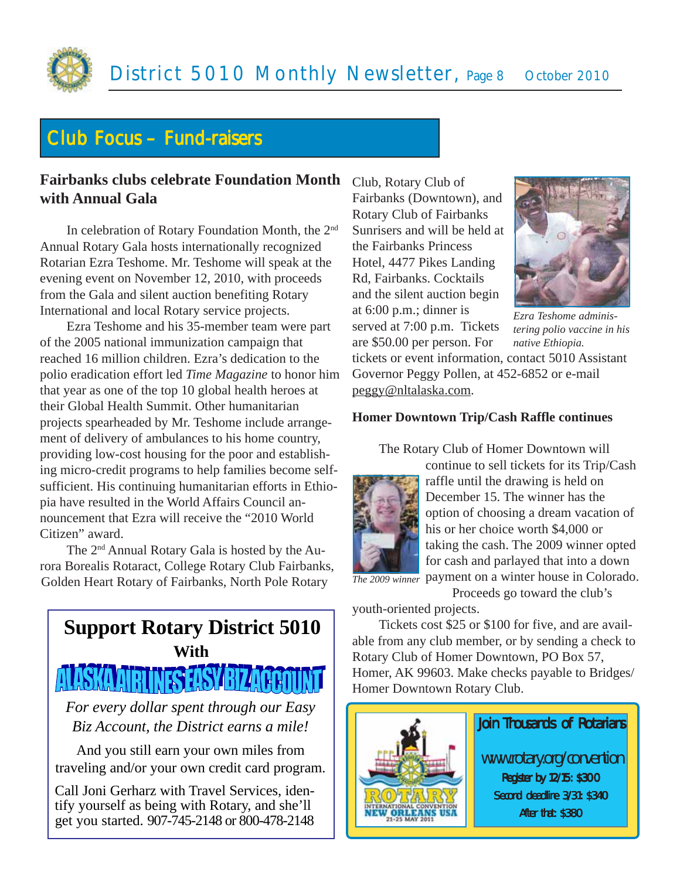## Club Focus – Fund-raisers

### Fairbanks clubs celebrate Foundation Month with Annual Gala

In celebration of Rotary Foundation Month, the 2nd Annual Rotary Gala hosts internationally recognized Rotarian Ezra Teshome. Mr. Teshome will speak at the evening event on November 12, 2010, with proceeds from the Gala and silent auction benefiting Rotary International and local Rotary service projects.

Ezra Teshome and his 35-member team were part of the 2005 national immunization campaign that reached 16 million children. Ezra's dedication to the polio eradication effort led *Time Magazine* to honor him that year as one of the top 10 global health heroes at their Global Health Summit. Other humanitarian projects spearheaded by Mr. Teshome include arrangement of delivery of ambulances to his home country, providing low-cost housing for the poor and establishing micro-credit programs to help families become self-sufficient. His continuing humanitarian efforts in Ethiopia have resulted in the World Affairs Council announcement that Ezra will receive the "2010 World Citizen" award.

The 2nd Annual Rotary Gala is hosted by the Aurora Borealis Rotaract, College Rotary Club Fairbanks, Golden Heart Rotary of Fairbanks, North Pole Rotary Club, Rotary Club of Fairbanks (Downtown), and Rotary Club of Fairbanks Sunrisers and will be held at the Fairbanks Princess Hotel, 4477 Pikes Landing Rd, Fairbanks. Cocktails and the silent auction begin at 6:00 p.m.; dinner is served at 7:00 p.m. Tickets are $50.00 per person. For tickets or event information, contact 5010 Assistant Governor Peggy Pollen, at 452-6852 or e-mail peggy@nltalaska.com.

*Ezra Teshome administering polio vaccine in his native Ethiopia.*

### Homer Downtown Trip/Cash Raffle continues

The Rotary Club of Homer Downtown will continue to sell tickets for its Trip/Cash raffle until the drawing is held on December 15. The winner has the option of choosing a dream vacation of his or her choice worth $4,000 or taking the cash. The 2009 winner opted for cash and parlayed that into a down payment on a winter house in Colorado. Proceeds go toward the club's youth-oriented projects.

*The 2009 winner*

Tickets cost $25 or $100 for five, and are available from any club member, or by sending a check to Rotary Club of Homer Downtown, PO Box 57, Homer, AK 99603. Make checks payable to Bridges/ Homer Downtown Rotary Club.

**Support Rotary District 5010 With**

**ALASKA AIRLINES EASY BIZ ACCOUNT**

*For every dollar spent through our Easy Biz Account, the District earns a mile!*

And you still earn your own miles from traveling and/or your credit card program.

Call Joni Gerharz with Travel Services, identify yourself as being with Rotary, and she'll get you started. 907-745-2148 or 800-478-2148

ROTARY INTERNATIONAL CONVENTION NEW ORLEANS USA 21-25 MAY 2011

**Join Thousands of Rotarians**

www.rotary.org/convention

Register by 12/15: $300

Second deadline 3/31: $340

After that: $380